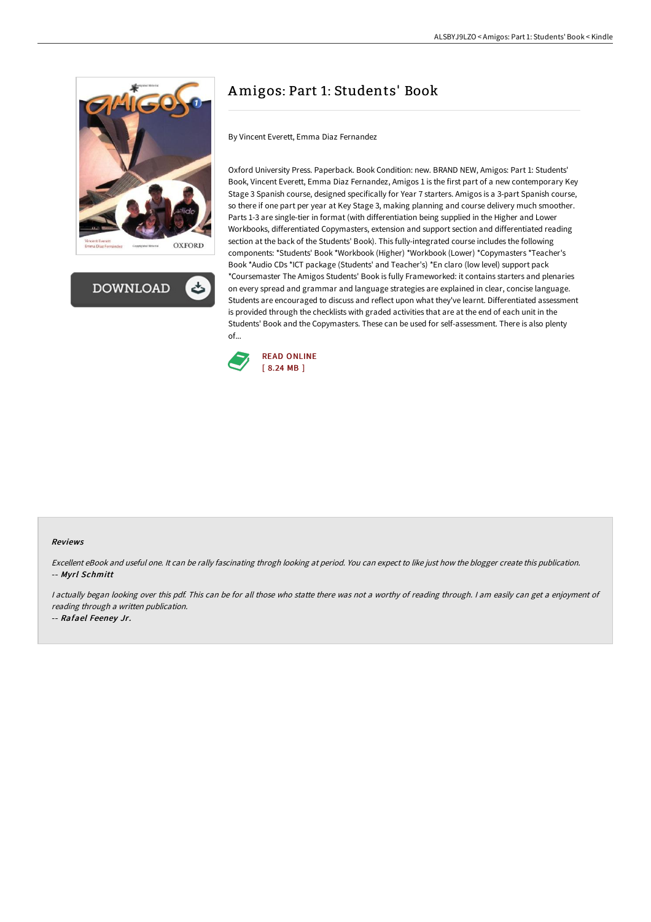# Amigos: Part 1: Students' Book

By Vincent Everett, Emma Diaz Fernandez

Oxford University Press. Paperback. Book Condition: new. BRAND NEW, Amigos: Part 1: Students' Book, Vincent Everett, Emma Diaz Fernandez, Amigos 1 is the first part of a new contemporary Key Stage 3 Spanish course, designed specifically for Year 7 starters. Amigos is a 3-part Spanish course, so there if one part per year at Key Stage 3, making planning and course delivery much smoother. Parts 1-3 are single-tier in format (with differentiation being supplied in the Higher and Lower Workbooks, differentiated Copymasters, extension and support section and differentiated reading section at the back of the Students' Book). This fully-integrated course includes the following components: *Students' Book *Workbook (Higher) *Workbook (Lower) *Copymasters *Teacher's Book *Audio CDs *ICT package (Students' and Teacher's) *En claro (low level) support pack *Coursemaster The Amigos Students' Book is fully Frameworked: it contains starters and plenaries on every spread and grammar and language strategies are explained in clear, concise language. Students are encouraged to discuss and reflect upon what they've learnt. Differentiated assessment is provided through the checklists with graded activities that are at the end of each unit in the Students' Book and the Copymasters. These can be used for self-assessment. There is also plenty of...

READ ONLINE
[ 8.24 MB ]

### Reviews

*Excellent eBook and useful one. It can be rally fascinating throgh looking at period. You can expect to like just how the blogger create this publication.*
-- ***Myrl Schmitt***

*I actually began looking over this pdf. This can be for all those who statte there was not a worthy of reading through. I am easily can get a enjoyment of reading through a written publication.*
-- ***Rafael Feeney Jr.***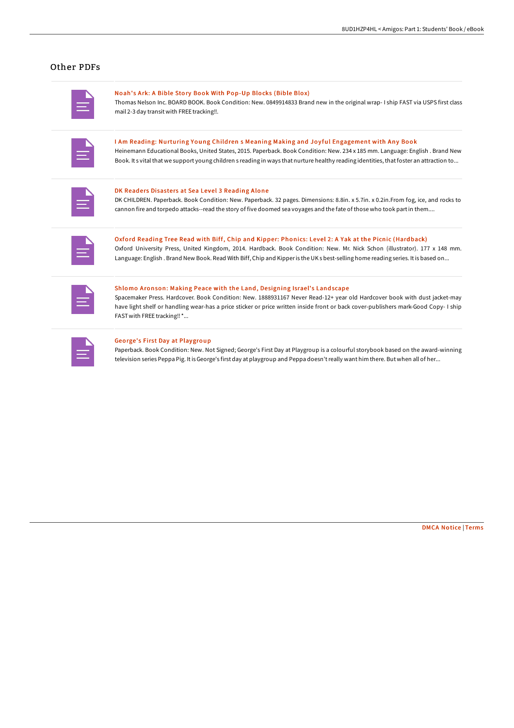## Other PDFs

### Noah's Ark: A Bible Story Book With Pop-Up Blocks (Bible Blox)

Thomas Nelson Inc. BOARD BOOK. Book Condition: New. 0849914833 Brand new in the original wrap- I ship FAST via USPS first class mail 2-3 day transit with FREE tracking!!.

### I Am Reading: Nurturing Young Children s Meaning Making and Joyful Engagement with Any Book

Heinemann Educational Books, United States, 2015. Paperback. Book Condition: New. 234 x 185 mm. Language: English . Brand New Book. It s vital that we support young children s reading in ways that nurture healthy reading identities, that foster an attraction to...

### DK Readers Disasters at Sea Level 3 Reading Alone

DK CHILDREN. Paperback. Book Condition: New. Paperback. 32 pages. Dimensions: 8.8in. x 5.7in. x 0.2in.From fog, ice, and rocks to cannon fire and torpedo attacks--read the story of five doomed sea voyages and the fate of those who took part in them....

### Oxford Reading Tree Read with Biff, Chip and Kipper: Phonics: Level 2: A Yak at the Picnic (Hardback)

Oxford University Press, United Kingdom, 2014. Hardback. Book Condition: New. Mr. Nick Schon (illustrator). 177 x 148 mm. Language: English . Brand New Book. Read With Biff, Chip and Kipper is the UK s best-selling home reading series. It is based on...

### Shlomo Aronson: Making Peace with the Land, Designing Israel's Landscape

Spacemaker Press. Hardcover. Book Condition: New. 1888931167 Never Read-12+ year old Hardcover book with dust jacket-may have light shelf or handling wear-has a price sticker or price written inside front or back cover-publishers mark-Good Copy- I ship FAST with FREE tracking!! *...

### George's First Day at Playgroup

Paperback. Book Condition: New. Not Signed; George's First Day at Playgroup is a colourful storybook based on the award-winning television series Peppa Pig. It is George's first day at playgroup and Peppa doesn't really want him there. But when all of her...

DMCA Notice | Terms